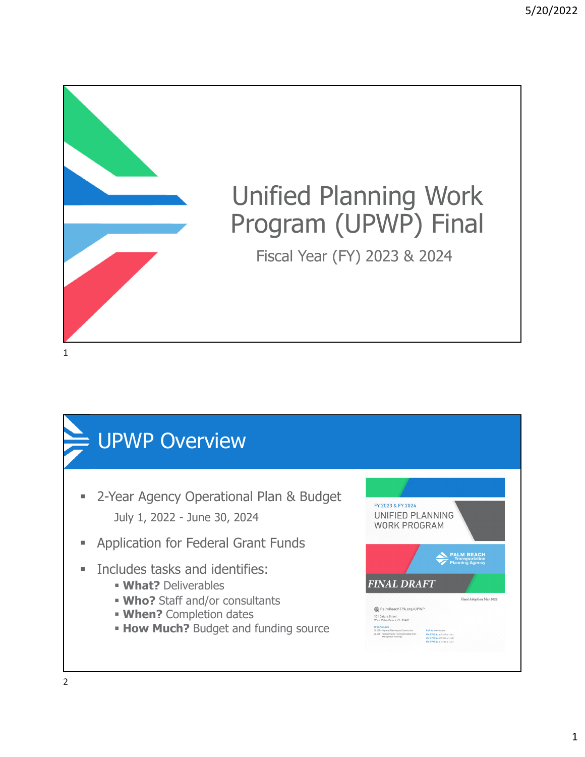# Unified Planning Work Program (UPWP) Final

Fiscal Year (FY) 2023 & 2024

## UPWP Overview

- 2-Year Agency Operational Plan & Budget
  July 1, 2022 - June 30, 2024
- Application for Federal Grant Funds
- Includes tasks and identifies:
  - **What?** Deliverables
  - **Who?** Staff and/or consultants
  - **When?** Completion dates
  - **How Much?** Budget and funding source

FY 2023 & FY 2024
UNIFIED PLANNING WORK PROGRAM

PALM BEACH Transportation Planning Agency

*FINAL DRAFT*

Final Adoption May 2022

PalmBeachTPA.org/UPWP

301 Datura Street
West Palm Beach, FL 33401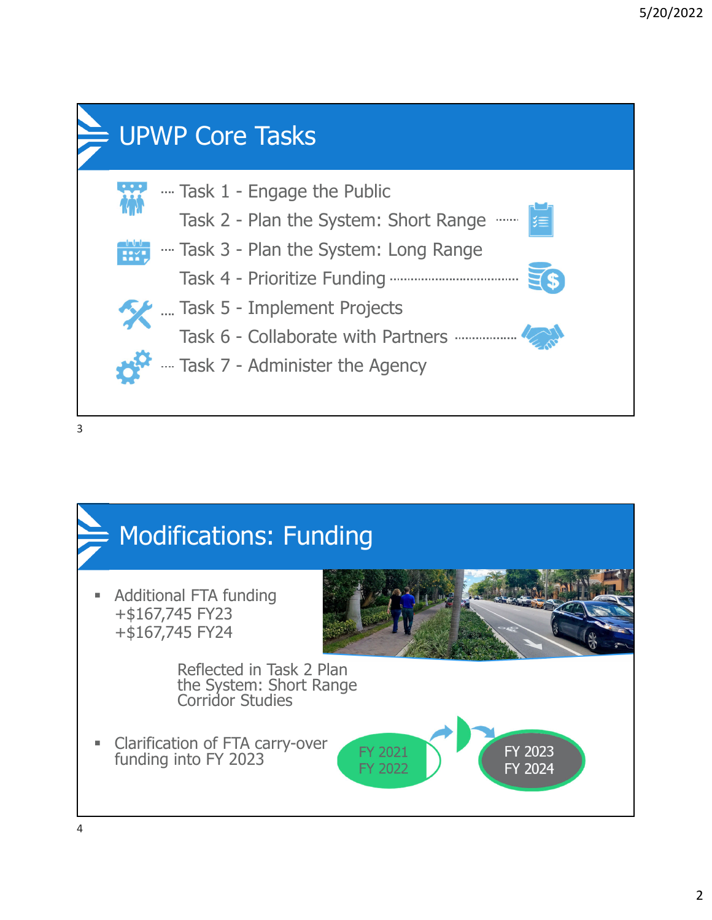## UPWP Core Tasks

- Task 1 - Engage the Public
- Task 2 - Plan the System: Short Range
- Task 3 - Plan the System: Long Range
- Task 4 - Prioritize Funding
- Task 5 - Implement Projects
- Task 6 - Collaborate with Partners
- Task 7 - Administer the Agency

## Modifications: Funding

- Additional FTA funding
  +$167,745 FY23
  +$167,745 FY24

  Reflected in Task 2 Plan the System: Short Range Corridor Studies

- Clarification of FTA carry-over funding into FY 2023

FY 2021
FY 2022

FY 2023
FY 2024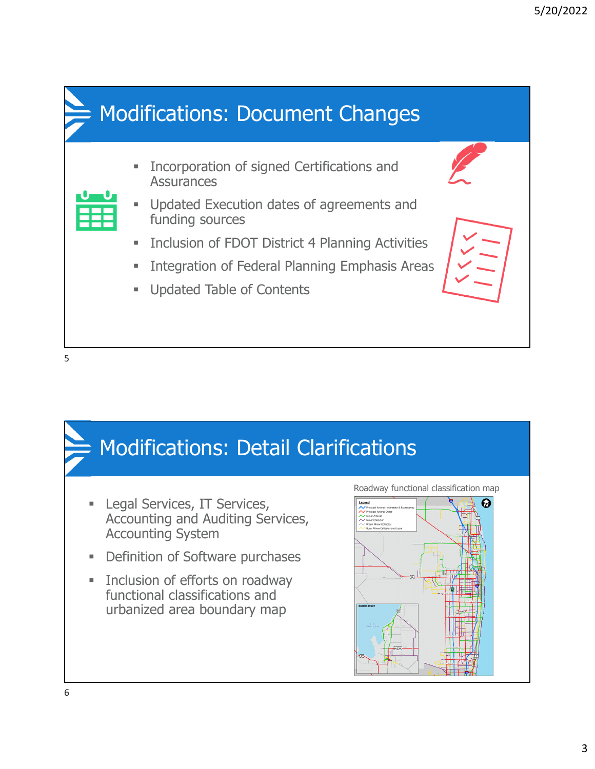## Modifications: Document Changes

- Incorporation of signed Certifications and Assurances
- Updated Execution dates of agreements and funding sources
- Inclusion of FDOT District 4 Planning Activities
- Integration of Federal Planning Emphasis Areas
- Updated Table of Contents

## Modifications: Detail Clarifications

- Legal Services, IT Services, Accounting and Auditing Services, Accounting System
- Definition of Software purchases
- Inclusion of efforts on roadway functional classifications and urbanized area boundary map

Roadway functional classification map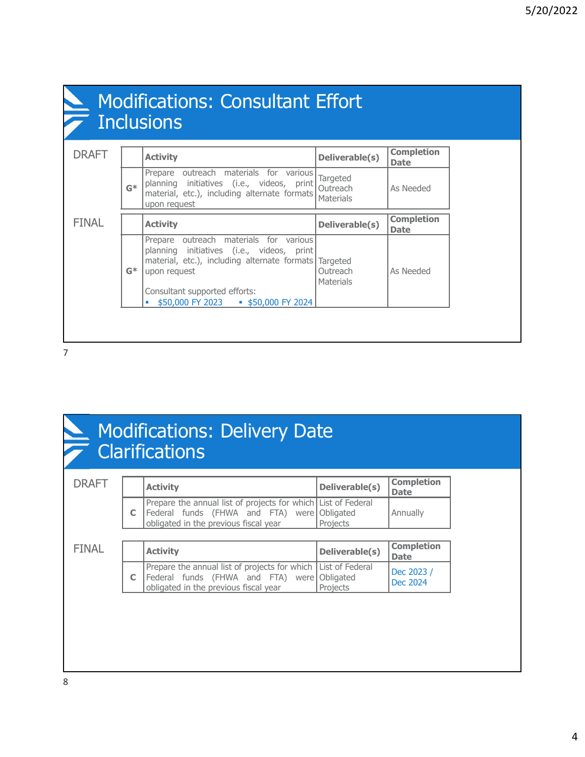## Modifications: Consultant Effort Inclusions

DRAFT

| | Activity | Deliverable(s) | Completion Date |
|---|---|---|---|
| G* | Prepare outreach materials for various planning initiatives (i.e., videos, print material, etc.), including alternate formats upon request | Targeted Outreach Materials | As Needed |

FINAL

| | Activity | Deliverable(s) | Completion Date |
|---|---|---|---|
| G* | Prepare outreach materials for various planning initiatives (i.e., videos, print material, etc.), including alternate formats upon request<br><br>Consultant supported efforts:<br>▪ $50,000 FY 2023 ▪ $50,000 FY 2024 | Targeted Outreach Materials | As Needed |

## Modifications: Delivery Date Clarifications

DRAFT

| | Activity | Deliverable(s) | Completion Date |
|---|---|---|---|
| C | Prepare the annual list of projects for which Federal funds (FHWA and FTA) were obligated in the previous fiscal year | List of Federal Obligated Projects | Annually |

FINAL

| | Activity | Deliverable(s) | Completion Date |
|---|---|---|---|
| C | Prepare the annual list of projects for which Federal funds (FHWA and FTA) were obligated in the previous fiscal year | List of Federal Obligated Projects | Dec 2023 / Dec 2024 |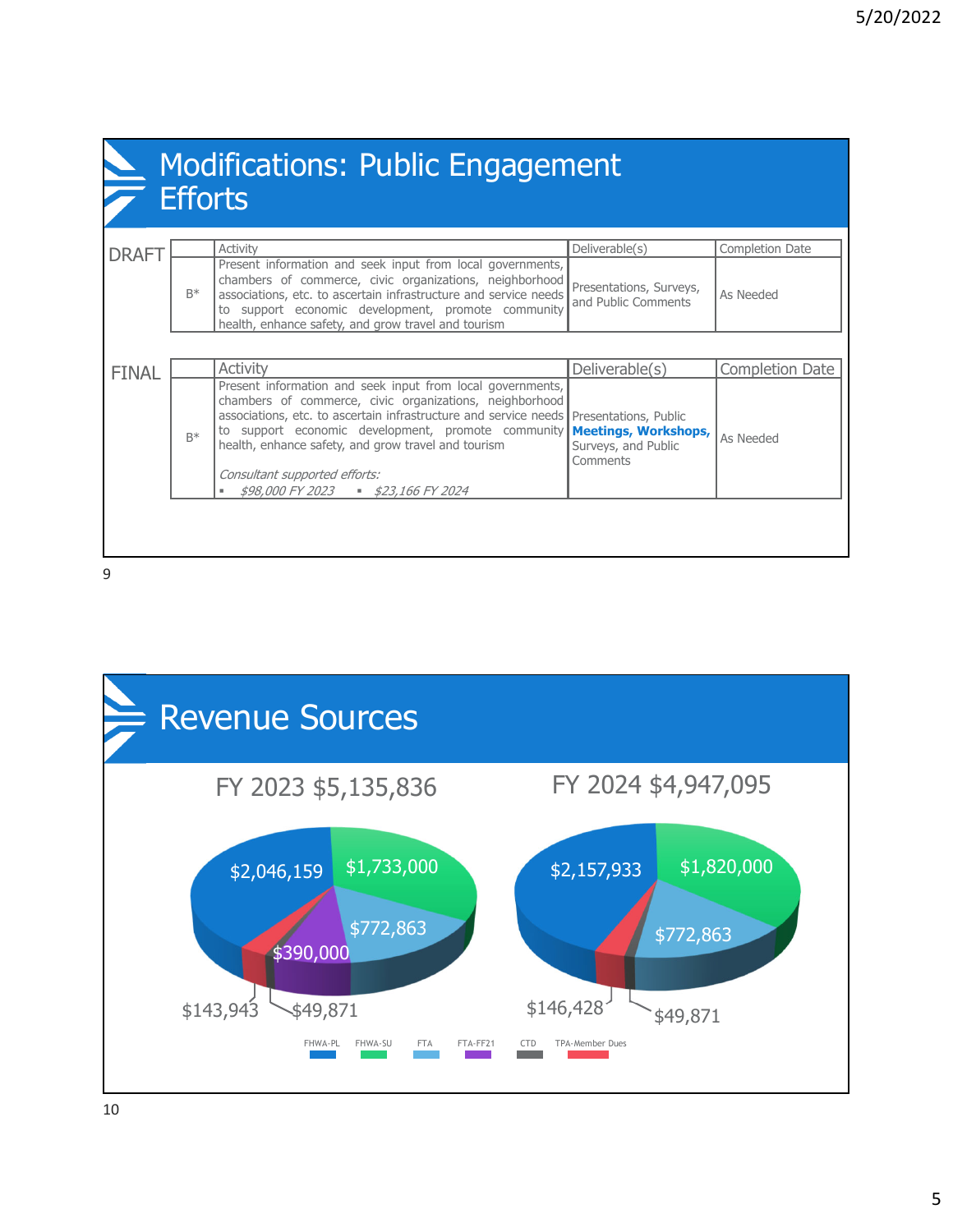# Modifications: Public Engagement Efforts

**DRAFT**

| | Activity | Deliverable(s) | Completion Date |
|---|---|---|---|
| B* | Present information and seek input from local governments, chambers of commerce, civic organizations, neighborhood associations, etc. to ascertain infrastructure and service needs to support economic development, promote community health, enhance safety, and grow travel and tourism | Presentations, Surveys, and Public Comments | As Needed |

**FINAL**

| | Activity | Deliverable(s) | Completion Date |
|---|---|---|---|
| B* | Present information and seek input from local governments, chambers of commerce, civic organizations, neighborhood associations, etc. to ascertain infrastructure and service needs to support economic development, promote community health, enhance safety, and grow travel and tourism<br><br>*Consultant supported efforts:*<br>▪ *$98,000 FY 2023* ▪ *$23,166 FY 2024* | Presentations, Public **Meetings, Workshops,** Surveys, and Public Comments | As Needed |

# Revenue Sources

## FY 2023 $5,135,836

- FHWA-PL: $2,046,159
- FHWA-SU: $1,733,000
- FTA: $772,863
- FTA-FF21: $390,000
- CTD: $49,871
- TPA-Member Dues: $143,943

## FY 2024 $4,947,095

- FHWA-PL: $2,157,933
- FHWA-SU: $1,820,000
- FTA: $772,863
- CTD: $49,871
- TPA-Member Dues: $146,428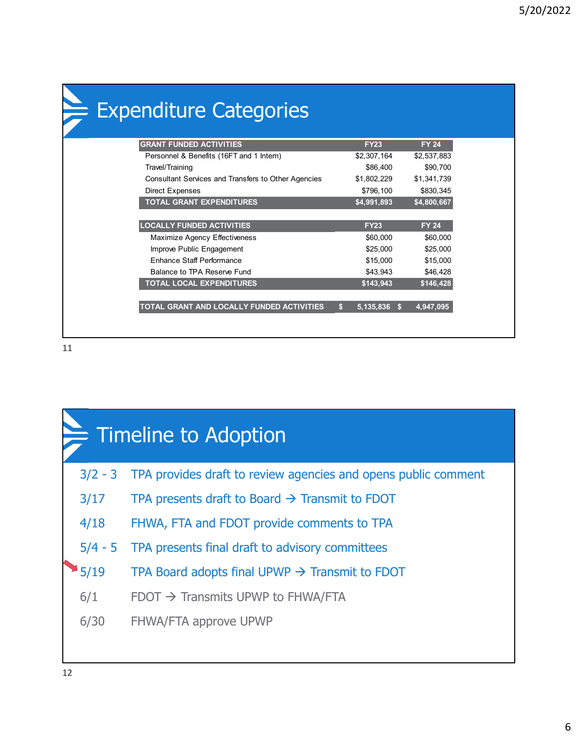# Expenditure Categories

| GRANT FUNDED ACTIVITIES | FY23 | FY 24 |
|---|---|---|
| Personnel & Benefits (16FT and 1 Intern) | $2,307,164 | $2,537,883 |
| Travel/Training | $86,400 | $90,700 |
| Consultant Services and Transfers to Other Agencies | $1,802,229 | $1,341,739 |
| Direct Expenses | $796,100 | $830,345 |
| **TOTAL GRANT EXPENDITURES** | **$4,991,893** | **$4,800,667** |
| | | |
| **LOCALLY FUNDED ACTIVITIES** | **FY23** | **FY 24** |
| Maximize Agency Effectiveness | $60,000 | $60,000 |
| Improve Public Engagement | $25,000 | $25,000 |
| Enhance Staff Performance | $15,000 | $15,000 |
| Balance to TPA Reserve Fund | $43,943 | $46,428 |
| **TOTAL LOCAL EXPENDITURES** | **$143,943** | **$146,428** |
| | | |
| **TOTAL GRANT AND LOCALLY FUNDED ACTIVITIES** | **$ 5,135,836** | **$ 4,947,095** |

# Timeline to Adoption

- 3/2 - 3 TPA provides draft to review agencies and opens public comment
- 3/17 TPA presents draft to Board → Transmit to FDOT
- 4/18 FHWA, FTA and FDOT provide comments to TPA
- 5/4 - 5 TPA presents final draft to advisory committees
- 5/19 TPA Board adopts final UPWP → Transmit to FDOT
- 6/1 FDOT → Transmits UPWP to FHWA/FTA
- 6/30 FHWA/FTA approve UPWP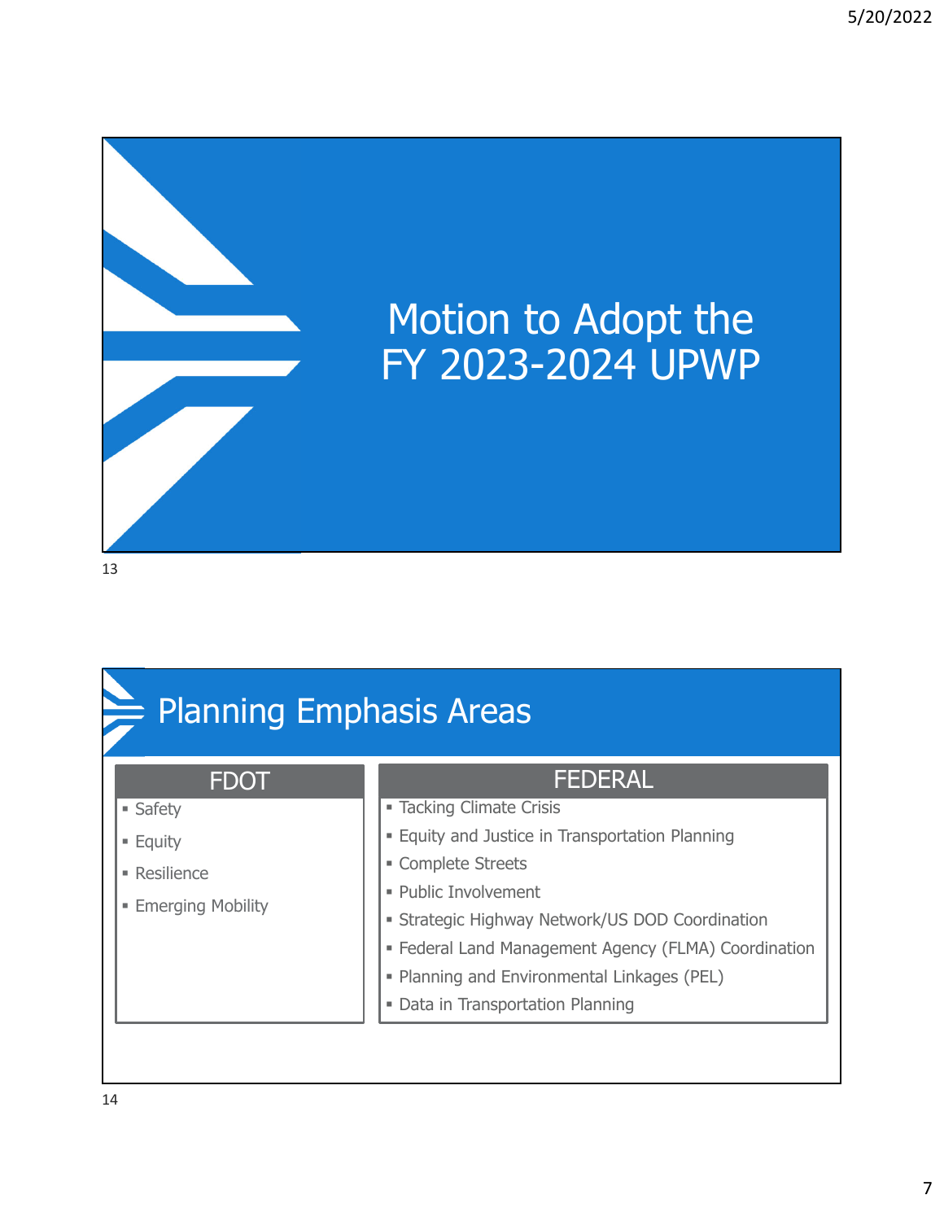# Motion to Adopt the FY 2023-2024 UPWP

## Planning Emphasis Areas

### FDOT

- Safety
- Equity
- Resilience
- Emerging Mobility

### FEDERAL

- Tacking Climate Crisis
- Equity and Justice in Transportation Planning
- Complete Streets
- Public Involvement
- Strategic Highway Network/US DOD Coordination
- Federal Land Management Agency (FLMA) Coordination
- Planning and Environmental Linkages (PEL)
- Data in Transportation Planning